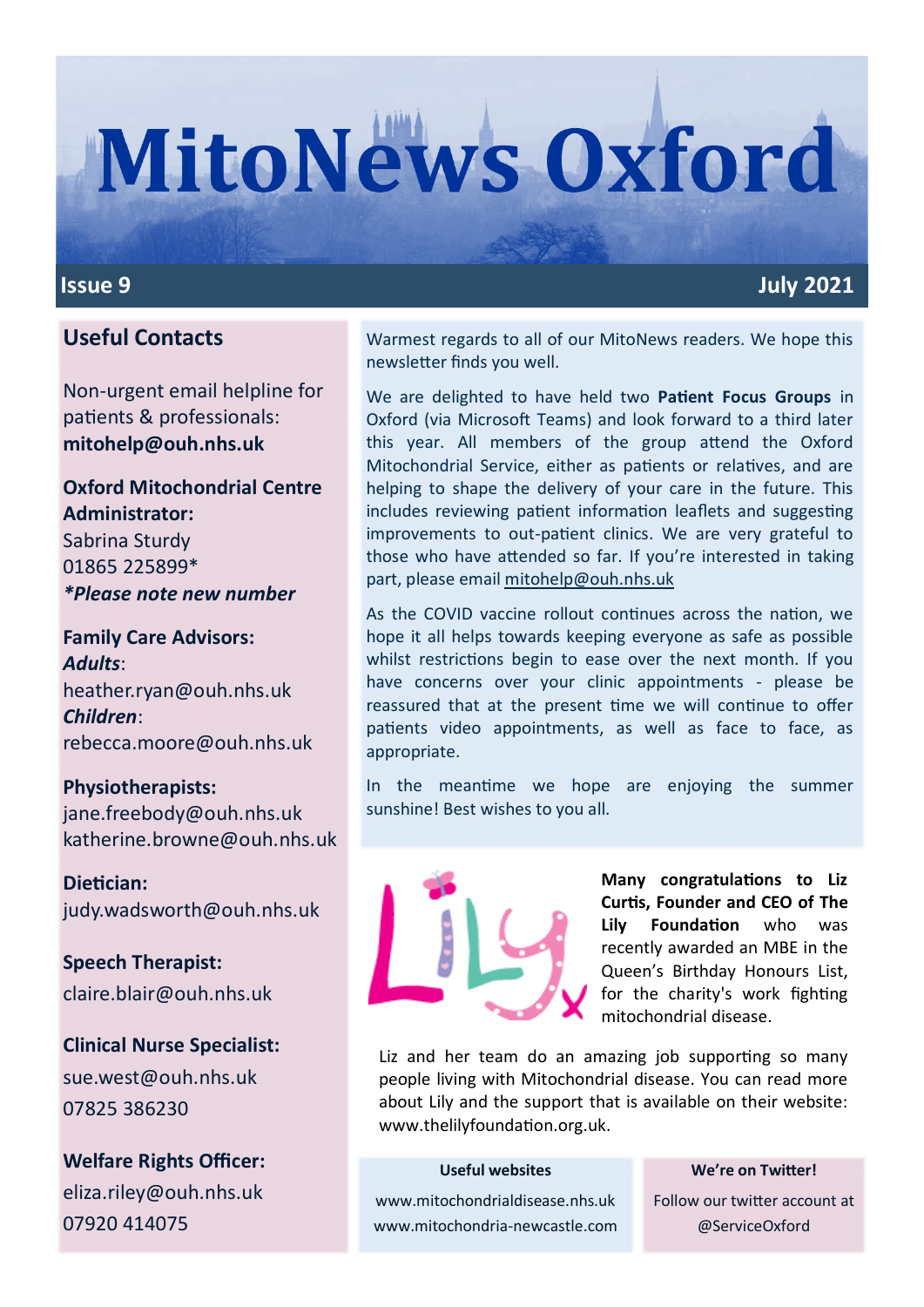# MitoNews Oxford

**Issue 9** **July 2021**

## Useful Contacts

Non-urgent email helpline for patients & professionals:
**mitohelp@ouh.nhs.uk**

**Oxford Mitochondrial Centre Administrator:**
Sabrina Sturdy
01865 225899*
***Please note new number**

**Family Care Advisors:**
***Adults***:
heather.ryan@ouh.nhs.uk
***Children***:
rebecca.moore@ouh.nhs.uk

**Physiotherapists:**
jane.freebody@ouh.nhs.uk
katherine.browne@ouh.nhs.uk

**Dietician:**
judy.wadsworth@ouh.nhs.uk

**Speech Therapist:**
claire.blair@ouh.nhs.uk

**Clinical Nurse Specialist:**
sue.west@ouh.nhs.uk
07825 386230

**Welfare Rights Officer:**
eliza.riley@ouh.nhs.uk
07920 414075

Warmest regards to all of our MitoNews readers. We hope this newsletter finds you well.

We are delighted to have held two **Patient Focus Groups** in Oxford (via Microsoft Teams) and look forward to a third later this year. All members of the group attend the Oxford Mitochondrial Service, either as patients or relatives, and are helping to shape the delivery of your care in the future. This includes reviewing patient information leaflets and suggesting improvements to out-patient clinics. We are very grateful to those who have attended so far. If you're interested in taking part, please email mitohelp@ouh.nhs.uk

As the COVID vaccine rollout continues across the nation, we hope it all helps towards keeping everyone as safe as possible whilst restrictions begin to ease over the next month. If you have concerns over your clinic appointments - please be reassured that at the present time we will continue to offer patients video appointments, as well as face to face, as appropriate.

In the meantime we hope are enjoying the summer sunshine! Best wishes to you all.

**Many congratulations to Liz Curtis, Founder and CEO of The Lily Foundation** who was recently awarded an MBE in the Queen's Birthday Honours List, for the charity's work fighting mitochondrial disease.

Liz and her team do an amazing job supporting so many people living with Mitochondrial disease. You can read more about Lily and the support that is available on their website: www.thelilyfoundation.org.uk.

**Useful websites**

www.mitochondrialdisease.nhs.uk
www.mitochondria-newcastle.com

**We're on Twitter!**

Follow our twitter account at @ServiceOxford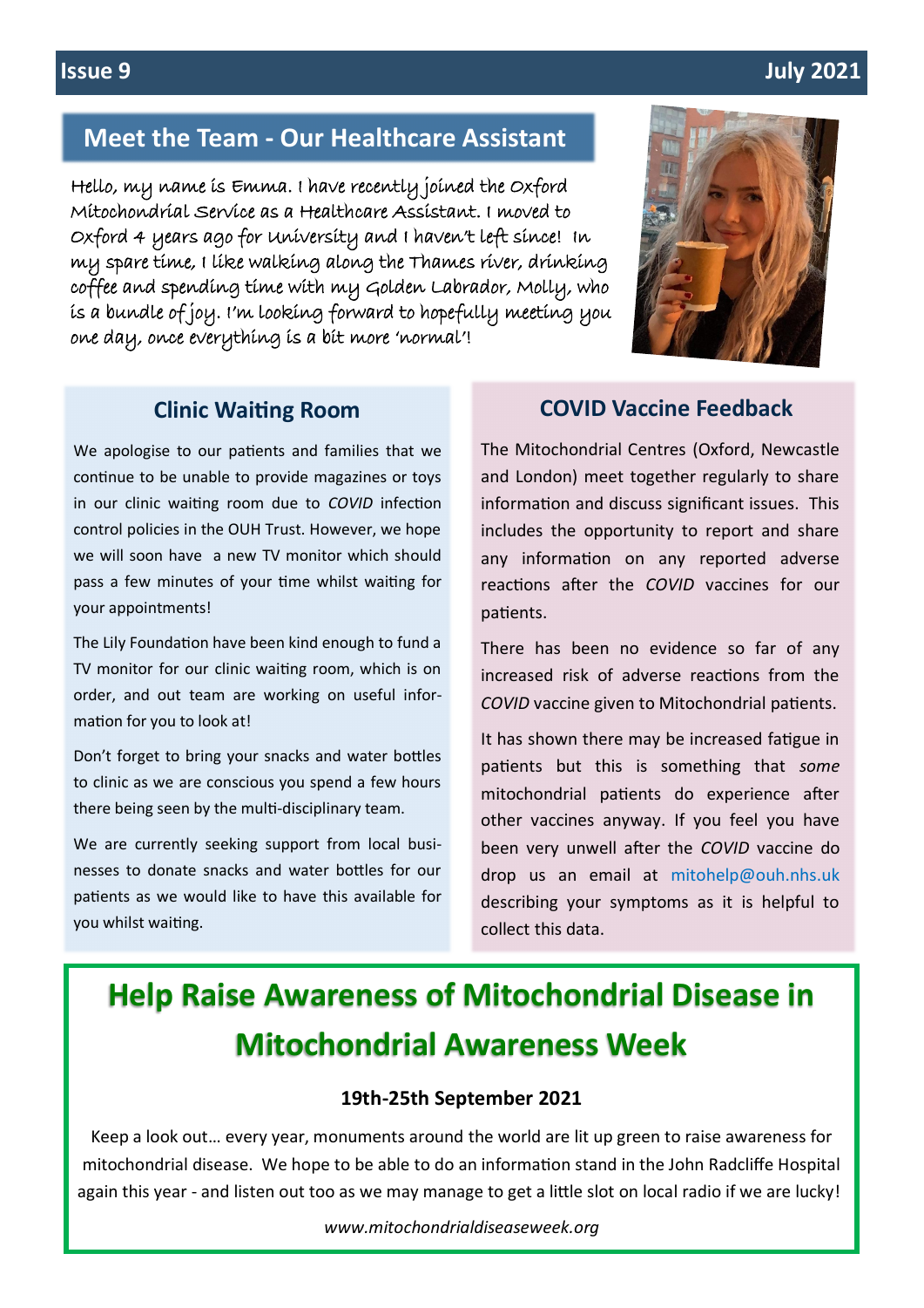## Meet the Team - Our Healthcare Assistant

Hello, my name is Emma. I have recently joined the Oxford Mitochondrial Service as a Healthcare Assistant. I moved to Oxford 4 years ago for University and I haven't left since! In my spare time, I like walking along the Thames river, drinking coffee and spending time with my Golden Labrador, Molly, who is a bundle of joy. I'm looking forward to hopefully meeting you one day, once everything is a bit more 'normal'!

## Clinic Waiting Room

We apologise to our patients and families that we continue to be unable to provide magazines or toys in our clinic waiting room due to *COVID* infection control policies in the OUH Trust. However, we hope we will soon have a new TV monitor which should pass a few minutes of your time whilst waiting for your appointments!

The Lily Foundation have been kind enough to fund a TV monitor for our clinic waiting room, which is on order, and out team are working on useful information for you to look at!

Don't forget to bring your snacks and water bottles to clinic as we are conscious you spend a few hours there being seen by the multi-disciplinary team.

We are currently seeking support from local businesses to donate snacks and water bottles for our patients as we would like to have this available for you whilst waiting.

## COVID Vaccine Feedback

The Mitochondrial Centres (Oxford, Newcastle and London) meet together regularly to share information and discuss significant issues. This includes the opportunity to report and share any information on any reported adverse reactions after the *COVID* vaccines for our patients.

There has been no evidence so far of any increased risk of adverse reactions from the *COVID* vaccine given to Mitochondrial patients.

It has shown there may be increased fatigue in patients but this is something that *some* mitochondrial patients do experience after other vaccines anyway. If you feel you have been very unwell after the *COVID* vaccine do drop us an email at mitohelp@ouh.nhs.uk describing your symptoms as it is helpful to collect this data.

# Help Raise Awareness of Mitochondrial Disease in Mitochondrial Awareness Week

**19th-25th September 2021**

Keep a look out… every year, monuments around the world are lit up green to raise awareness for mitochondrial disease. We hope to be able to do an information stand in the John Radcliffe Hospital again this year - and listen out too as we may manage to get a little slot on local radio if we are lucky!

*www.mitochondrialdiseaseweek.org*